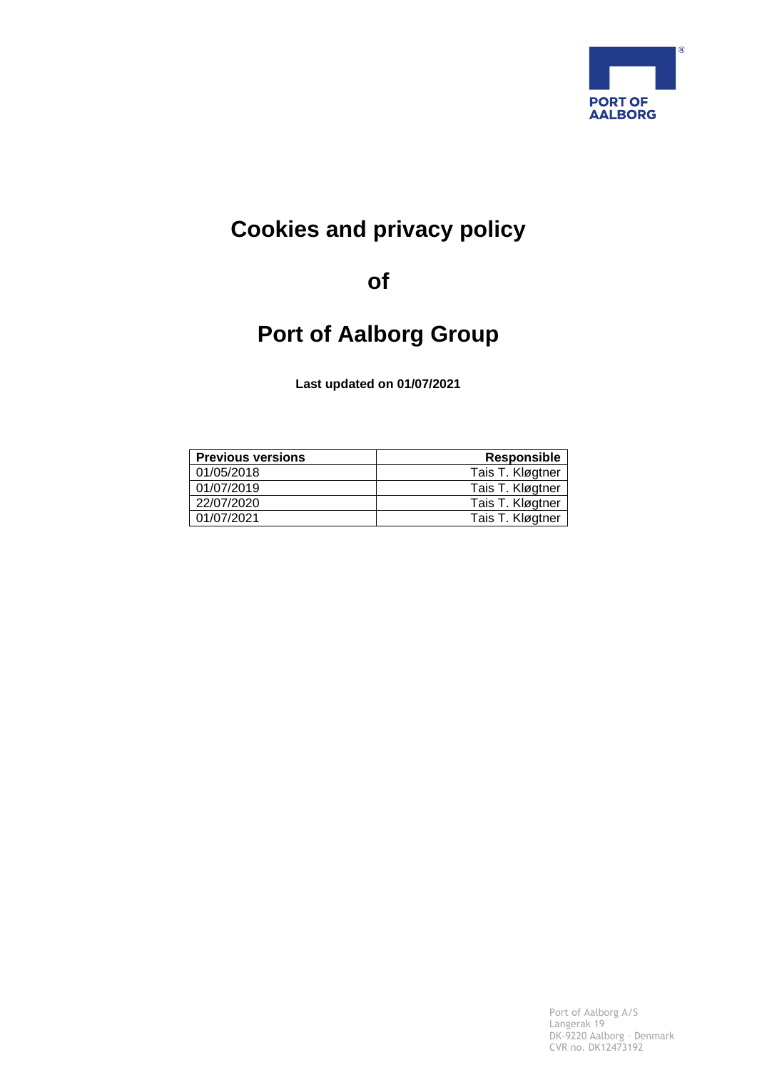# Cookies and privacy policy

# of

# Port of Aalborg Group

**Last updated on 01/07/2021**

| Previous versions | Responsible |
| --- | --- |
| 01/05/2018 | Tais T. Kløgtner |
| 01/07/2019 | Tais T. Kløgtner |
| 22/07/2020 | Tais T. Kløgtner |
| 01/07/2021 | Tais T. Kløgtner |

Port of Aalborg A/S
Langerak 19
DK-9220 Aalborg – Denmark
CVR no. DK12473192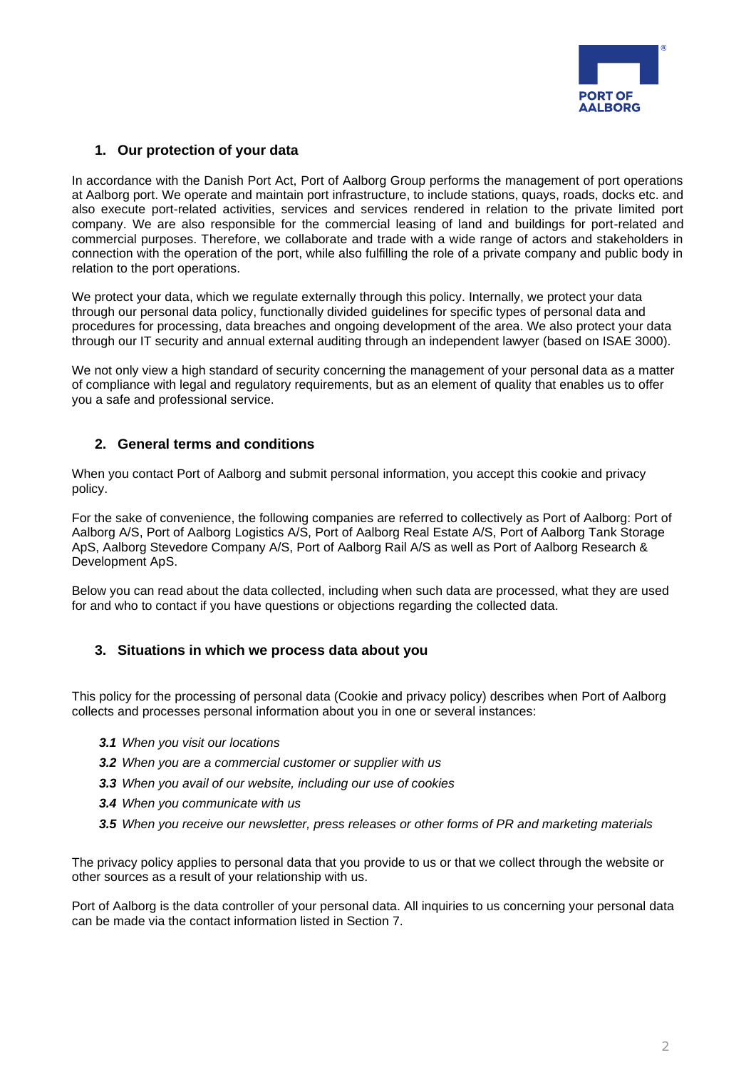## 1. Our protection of your data

In accordance with the Danish Port Act, Port of Aalborg Group performs the management of port operations at Aalborg port. We operate and maintain port infrastructure, to include stations, quays, roads, docks etc. and also execute port-related activities, services and services rendered in relation to the private limited port company. We are also responsible for the commercial leasing of land and buildings for port-related and commercial purposes. Therefore, we collaborate and trade with a wide range of actors and stakeholders in connection with the operation of the port, while also fulfilling the role of a private company and public body in relation to the port operations.

We protect your data, which we regulate externally through this policy. Internally, we protect your data through our personal data policy, functionally divided guidelines for specific types of personal data and procedures for processing, data breaches and ongoing development of the area. We also protect your data through our IT security and annual external auditing through an independent lawyer (based on ISAE 3000).

We not only view a high standard of security concerning the management of your personal data as a matter of compliance with legal and regulatory requirements, but as an element of quality that enables us to offer you a safe and professional service.

## 2. General terms and conditions

When you contact Port of Aalborg and submit personal information, you accept this cookie and privacy policy.

For the sake of convenience, the following companies are referred to collectively as Port of Aalborg: Port of Aalborg A/S, Port of Aalborg Logistics A/S, Port of Aalborg Real Estate A/S, Port of Aalborg Tank Storage ApS, Aalborg Stevedore Company A/S, Port of Aalborg Rail A/S as well as Port of Aalborg Research & Development ApS.

Below you can read about the data collected, including when such data are processed, what they are used for and who to contact if you have questions or objections regarding the collected data.

## 3. Situations in which we process data about you

This policy for the processing of personal data (Cookie and privacy policy) describes when Port of Aalborg collects and processes personal information about you in one or several instances:

- ***3.1*** *When you visit our locations*
- ***3.2*** *When you are a commercial customer or supplier with us*
- ***3.3*** *When you avail of our website, including our use of cookies*
- ***3.4*** *When you communicate with us*
- ***3.5*** *When you receive our newsletter, press releases or other forms of PR and marketing materials*

The privacy policy applies to personal data that you provide to us or that we collect through the website or other sources as a result of your relationship with us.

Port of Aalborg is the data controller of your personal data. All inquiries to us concerning your personal data can be made via the contact information listed in Section 7.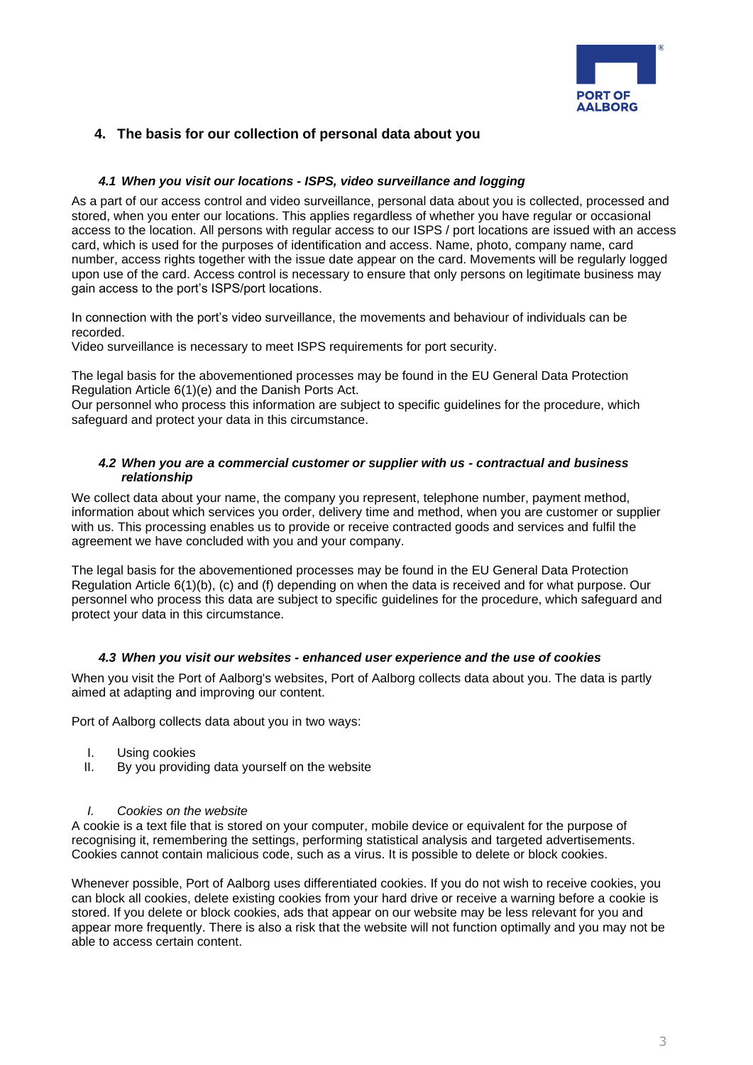## 4. The basis for our collection of personal data about you

### *4.1 When you visit our locations - ISPS, video surveillance and logging*

As a part of our access control and video surveillance, personal data about you is collected, processed and stored, when you enter our locations. This applies regardless of whether you have regular or occasional access to the location. All persons with regular access to our ISPS / port locations are issued with an access card, which is used for the purposes of identification and access. Name, photo, company name, card number, access rights together with the issue date appear on the card. Movements will be regularly logged upon use of the card. Access control is necessary to ensure that only persons on legitimate business may gain access to the port's ISPS/port locations.

In connection with the port's video surveillance, the movements and behaviour of individuals can be recorded.
Video surveillance is necessary to meet ISPS requirements for port security.

The legal basis for the abovementioned processes may be found in the EU General Data Protection Regulation Article 6(1)(e) and the Danish Ports Act.
Our personnel who process this information are subject to specific guidelines for the procedure, which safeguard and protect your data in this circumstance.

### *4.2 When you are a commercial customer or supplier with us - contractual and business relationship*

We collect data about your name, the company you represent, telephone number, payment method, information about which services you order, delivery time and method, when you are customer or supplier with us. This processing enables us to provide or receive contracted goods and services and fulfil the agreement we have concluded with you and your company.

The legal basis for the abovementioned processes may be found in the EU General Data Protection Regulation Article 6(1)(b), (c) and (f) depending on when the data is received and for what purpose. Our personnel who process this data are subject to specific guidelines for the procedure, which safeguard and protect your data in this circumstance.

### *4.3 When you visit our websites - enhanced user experience and the use of cookies*

When you visit the Port of Aalborg's websites, Port of Aalborg collects data about you. The data is partly aimed at adapting and improving our content.

Port of Aalborg collects data about you in two ways:

I. Using cookies
II. By you providing data yourself on the website

*I. Cookies on the website*

A cookie is a text file that is stored on your computer, mobile device or equivalent for the purpose of recognising it, remembering the settings, performing statistical analysis and targeted advertisements. Cookies cannot contain malicious code, such as a virus. It is possible to delete or block cookies.

Whenever possible, Port of Aalborg uses differentiated cookies. If you do not wish to receive cookies, you can block all cookies, delete existing cookies from your hard drive or receive a warning before a cookie is stored. If you delete or block cookies, ads that appear on our website may be less relevant for you and appear more frequently. There is also a risk that the website will not function optimally and you may not be able to access certain content.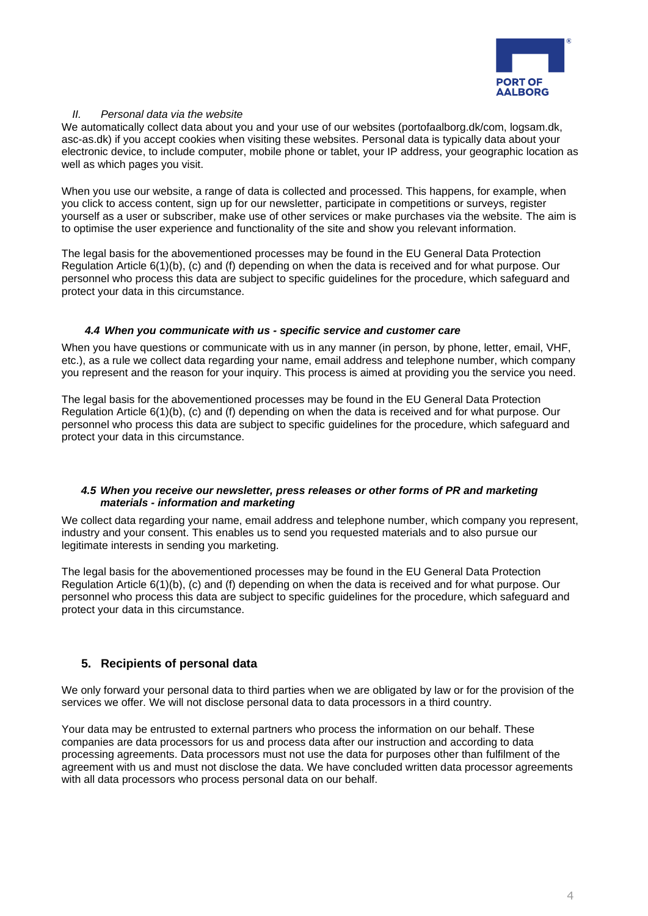*II. Personal data via the website*

We automatically collect data about you and your use of our websites (portofaalborg.dk/com, logsam.dk, asc-as.dk) if you accept cookies when visiting these websites. Personal data is typically data about your electronic device, to include computer, mobile phone or tablet, your IP address, your geographic location as well as which pages you visit.

When you use our website, a range of data is collected and processed. This happens, for example, when you click to access content, sign up for our newsletter, participate in competitions or surveys, register yourself as a user or subscriber, make use of other services or make purchases via the website. The aim is to optimise the user experience and functionality of the site and show you relevant information.

The legal basis for the abovementioned processes may be found in the EU General Data Protection Regulation Article 6(1)(b), (c) and (f) depending on when the data is received and for what purpose. Our personnel who process this data are subject to specific guidelines for the procedure, which safeguard and protect your data in this circumstance.

### *4.4 When you communicate with us - specific service and customer care*

When you have questions or communicate with us in any manner (in person, by phone, letter, email, VHF, etc.), as a rule we collect data regarding your name, email address and telephone number, which company you represent and the reason for your inquiry. This process is aimed at providing you the service you need.

The legal basis for the abovementioned processes may be found in the EU General Data Protection Regulation Article 6(1)(b), (c) and (f) depending on when the data is received and for what purpose. Our personnel who process this data are subject to specific guidelines for the procedure, which safeguard and protect your data in this circumstance.

### *4.5 When you receive our newsletter, press releases or other forms of PR and marketing materials - information and marketing*

We collect data regarding your name, email address and telephone number, which company you represent, industry and your consent. This enables us to send you requested materials and to also pursue our legitimate interests in sending you marketing.

The legal basis for the abovementioned processes may be found in the EU General Data Protection Regulation Article 6(1)(b), (c) and (f) depending on when the data is received and for what purpose. Our personnel who process this data are subject to specific guidelines for the procedure, which safeguard and protect your data in this circumstance.

## 5. Recipients of personal data

We only forward your personal data to third parties when we are obligated by law or for the provision of the services we offer. We will not disclose personal data to data processors in a third country.

Your data may be entrusted to external partners who process the information on our behalf. These companies are data processors for us and process data after our instruction and according to data processing agreements. Data processors must not use the data for purposes other than fulfilment of the agreement with us and must not disclose the data. We have concluded written data processor agreements with all data processors who process personal data on our behalf.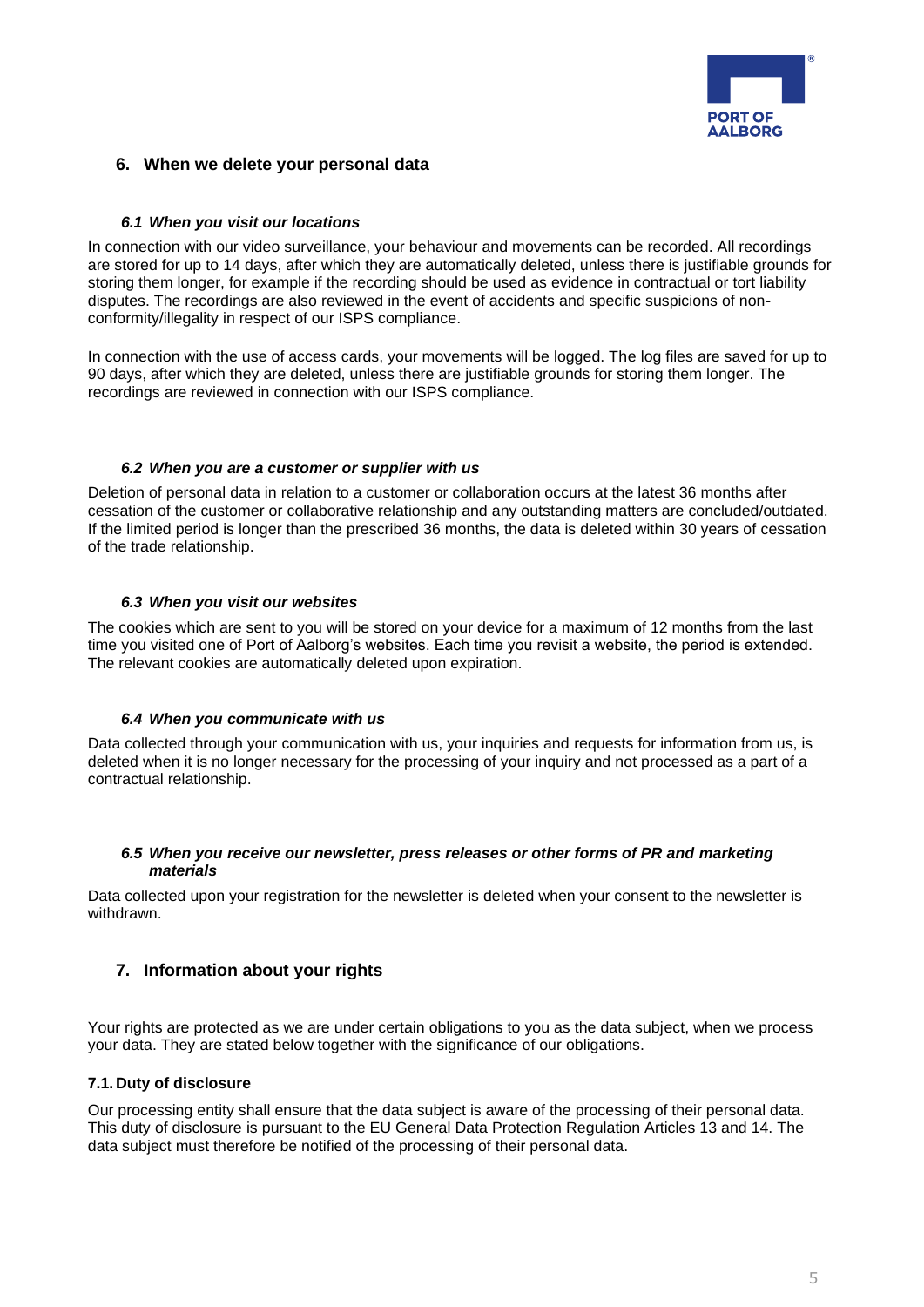## 6. When we delete your personal data

### *6.1 When you visit our locations*

In connection with our video surveillance, your behaviour and movements can be recorded. All recordings are stored for up to 14 days, after which they are automatically deleted, unless there is justifiable grounds for storing them longer, for example if the recording should be used as evidence in contractual or tort liability disputes. The recordings are also reviewed in the event of accidents and specific suspicions of non-conformity/illegality in respect of our ISPS compliance.

In connection with the use of access cards, your movements will be logged. The log files are saved for up to 90 days, after which they are deleted, unless there are justifiable grounds for storing them longer. The recordings are reviewed in connection with our ISPS compliance.

### *6.2 When you are a customer or supplier with us*

Deletion of personal data in relation to a customer or collaboration occurs at the latest 36 months after cessation of the customer or collaborative relationship and any outstanding matters are concluded/outdated. If the limited period is longer than the prescribed 36 months, the data is deleted within 30 years of cessation of the trade relationship.

### *6.3 When you visit our websites*

The cookies which are sent to you will be stored on your device for a maximum of 12 months from the last time you visited one of Port of Aalborg's websites. Each time you revisit a website, the period is extended. The relevant cookies are automatically deleted upon expiration.

### *6.4 When you communicate with us*

Data collected through your communication with us, your inquiries and requests for information from us, is deleted when it is no longer necessary for the processing of your inquiry and not processed as a part of a contractual relationship.

### *6.5 When you receive our newsletter, press releases or other forms of PR and marketing materials*

Data collected upon your registration for the newsletter is deleted when your consent to the newsletter is withdrawn.

## 7. Information about your rights

Your rights are protected as we are under certain obligations to you as the data subject, when we process your data. They are stated below together with the significance of our obligations.

**7.1. Duty of disclosure**

Our processing entity shall ensure that the data subject is aware of the processing of their personal data. This duty of disclosure is pursuant to the EU General Data Protection Regulation Articles 13 and 14. The data subject must therefore be notified of the processing of their personal data.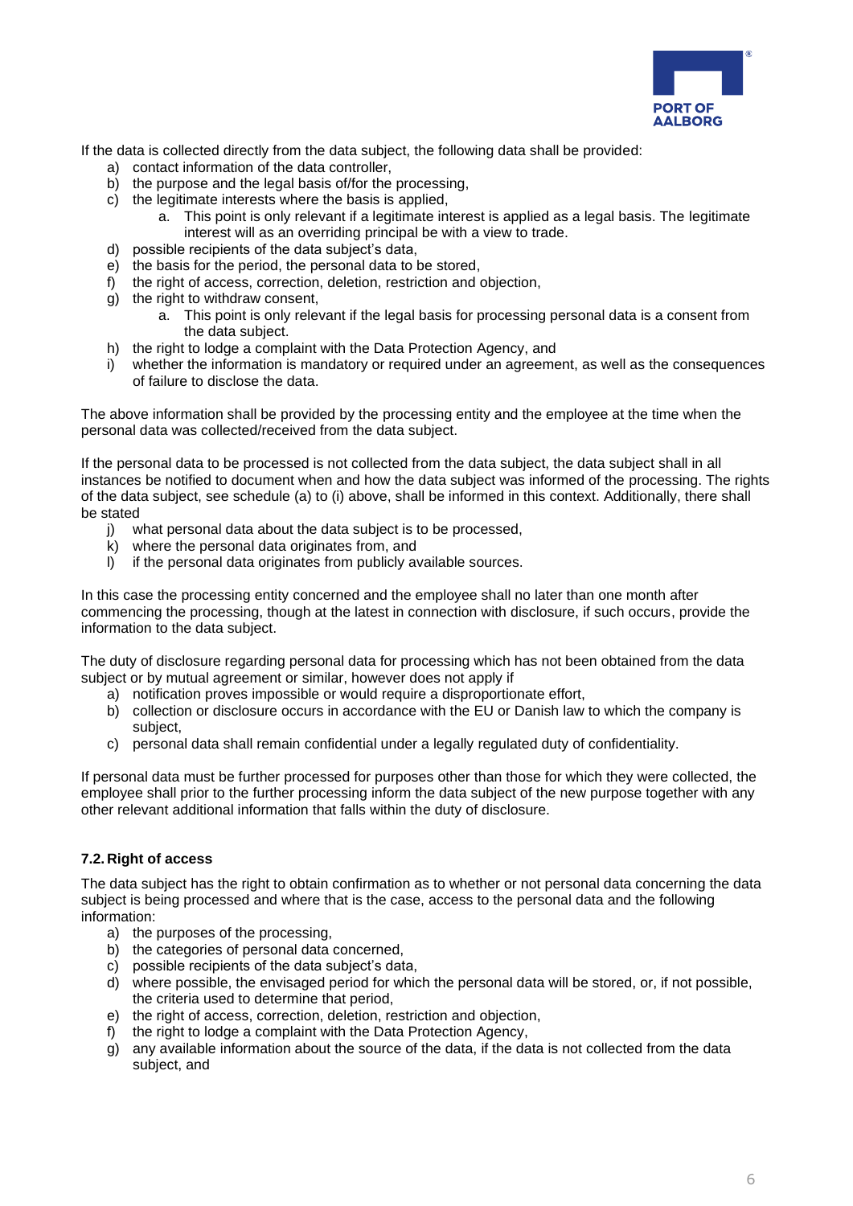If the data is collected directly from the data subject, the following data shall be provided:

a) contact information of the data controller,
b) the purpose and the legal basis of/for the processing,
c) the legitimate interests where the basis is applied,
    a. This point is only relevant if a legitimate interest is applied as a legal basis. The legitimate interest will as an overriding principal be with a view to trade.
d) possible recipients of the data subject's data,
e) the basis for the period, the personal data to be stored,
f) the right of access, correction, deletion, restriction and objection,
g) the right to withdraw consent,
    a. This point is only relevant if the legal basis for processing personal data is a consent from the data subject.
h) the right to lodge a complaint with the Data Protection Agency, and
i) whether the information is mandatory or required under an agreement, as well as the consequences of failure to disclose the data.

The above information shall be provided by the processing entity and the employee at the time when the personal data was collected/received from the data subject.

If the personal data to be processed is not collected from the data subject, the data subject shall in all instances be notified to document when and how the data subject was informed of the processing. The rights of the data subject, see schedule (a) to (i) above, shall be informed in this context. Additionally, there shall be stated

j) what personal data about the data subject is to be processed,
k) where the personal data originates from, and
l) if the personal data originates from publicly available sources.

In this case the processing entity concerned and the employee shall no later than one month after commencing the processing, though at the latest in connection with disclosure, if such occurs, provide the information to the data subject.

The duty of disclosure regarding personal data for processing which has not been obtained from the data subject or by mutual agreement or similar, however does not apply if

a) notification proves impossible or would require a disproportionate effort,
b) collection or disclosure occurs in accordance with the EU or Danish law to which the company is subject,
c) personal data shall remain confidential under a legally regulated duty of confidentiality.

If personal data must be further processed for purposes other than those for which they were collected, the employee shall prior to the further processing inform the data subject of the new purpose together with any other relevant additional information that falls within the duty of disclosure.

### 7.2. Right of access

The data subject has the right to obtain confirmation as to whether or not personal data concerning the data subject is being processed and where that is the case, access to the personal data and the following information:

a) the purposes of the processing,
b) the categories of personal data concerned,
c) possible recipients of the data subject's data,
d) where possible, the envisaged period for which the personal data will be stored, or, if not possible, the criteria used to determine that period,
e) the right of access, correction, deletion, restriction and objection,
f) the right to lodge a complaint with the Data Protection Agency,
g) any available information about the source of the data, if the data is not collected from the data subject, and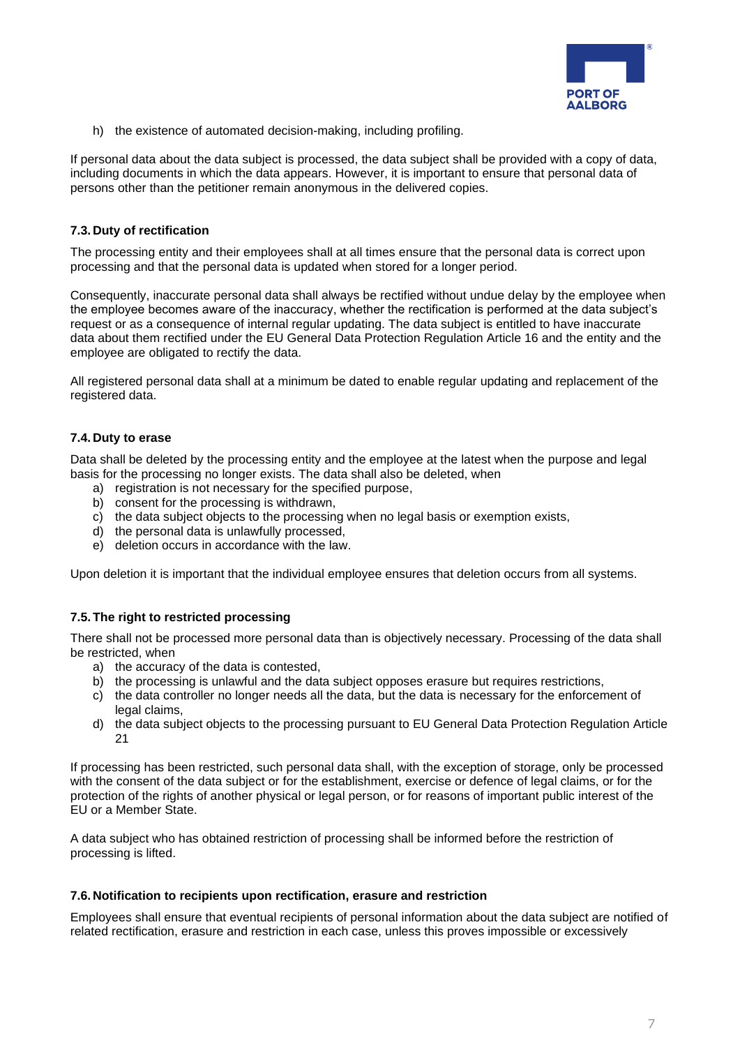h) the existence of automated decision-making, including profiling.

If personal data about the data subject is processed, the data subject shall be provided with a copy of data, including documents in which the data appears. However, it is important to ensure that personal data of persons other than the petitioner remain anonymous in the delivered copies.

### 7.3. Duty of rectification

The processing entity and their employees shall at all times ensure that the personal data is correct upon processing and that the personal data is updated when stored for a longer period.

Consequently, inaccurate personal data shall always be rectified without undue delay by the employee when the employee becomes aware of the inaccuracy, whether the rectification is performed at the data subject's request or as a consequence of internal regular updating. The data subject is entitled to have inaccurate data about them rectified under the EU General Data Protection Regulation Article 16 and the entity and the employee are obligated to rectify the data.

All registered personal data shall at a minimum be dated to enable regular updating and replacement of the registered data.

### 7.4. Duty to erase

Data shall be deleted by the processing entity and the employee at the latest when the purpose and legal basis for the processing no longer exists. The data shall also be deleted, when

a) registration is not necessary for the specified purpose,
b) consent for the processing is withdrawn,
c) the data subject objects to the processing when no legal basis or exemption exists,
d) the personal data is unlawfully processed,
e) deletion occurs in accordance with the law.

Upon deletion it is important that the individual employee ensures that deletion occurs from all systems.

### 7.5. The right to restricted processing

There shall not be processed more personal data than is objectively necessary. Processing of the data shall be restricted, when

a) the accuracy of the data is contested,
b) the processing is unlawful and the data subject opposes erasure but requires restrictions,
c) the data controller no longer needs all the data, but the data is necessary for the enforcement of legal claims,
d) the data subject objects to the processing pursuant to EU General Data Protection Regulation Article 21

If processing has been restricted, such personal data shall, with the exception of storage, only be processed with the consent of the data subject or for the establishment, exercise or defence of legal claims, or for the protection of the rights of another physical or legal person, or for reasons of important public interest of the EU or a Member State.

A data subject who has obtained restriction of processing shall be informed before the restriction of processing is lifted.

### 7.6. Notification to recipients upon rectification, erasure and restriction

Employees shall ensure that eventual recipients of personal information about the data subject are notified of related rectification, erasure and restriction in each case, unless this proves impossible or excessively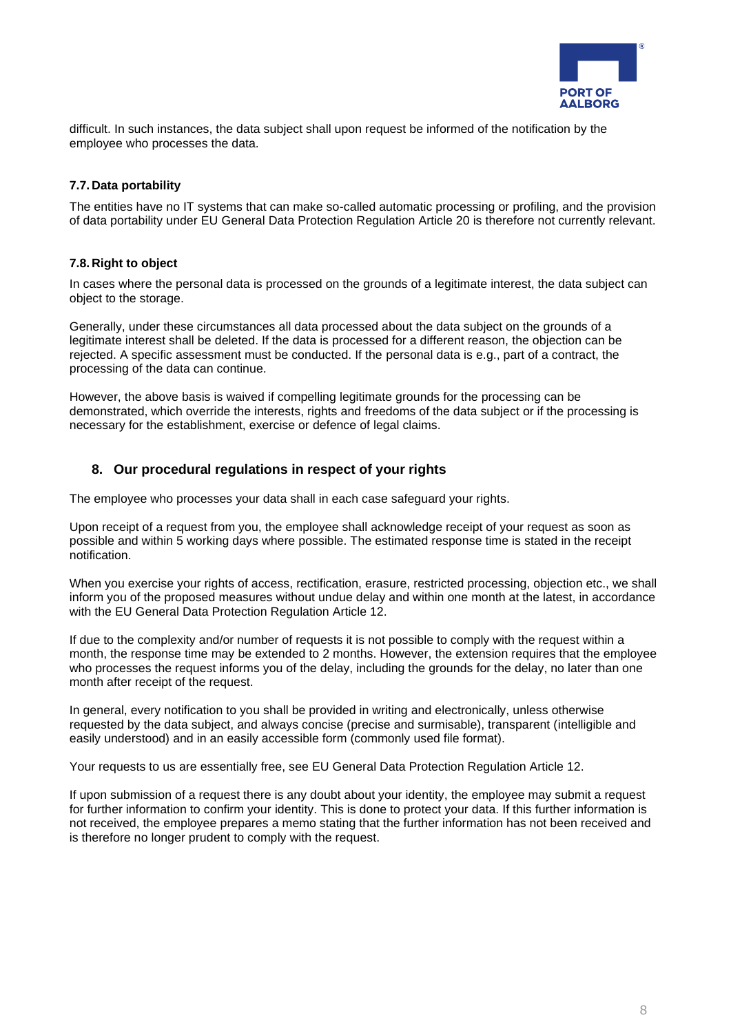difficult. In such instances, the data subject shall upon request be informed of the notification by the employee who processes the data.

### 7.7. Data portability

The entities have no IT systems that can make so-called automatic processing or profiling, and the provision of data portability under EU General Data Protection Regulation Article 20 is therefore not currently relevant.

### 7.8. Right to object

In cases where the personal data is processed on the grounds of a legitimate interest, the data subject can object to the storage.

Generally, under these circumstances all data processed about the data subject on the grounds of a legitimate interest shall be deleted. If the data is processed for a different reason, the objection can be rejected. A specific assessment must be conducted. If the personal data is e.g., part of a contract, the processing of the data can continue.

However, the above basis is waived if compelling legitimate grounds for the processing can be demonstrated, which override the interests, rights and freedoms of the data subject or if the processing is necessary for the establishment, exercise or defence of legal claims.

## 8. Our procedural regulations in respect of your rights

The employee who processes your data shall in each case safeguard your rights.

Upon receipt of a request from you, the employee shall acknowledge receipt of your request as soon as possible and within 5 working days where possible. The estimated response time is stated in the receipt notification.

When you exercise your rights of access, rectification, erasure, restricted processing, objection etc., we shall inform you of the proposed measures without undue delay and within one month at the latest, in accordance with the EU General Data Protection Regulation Article 12.

If due to the complexity and/or number of requests it is not possible to comply with the request within a month, the response time may be extended to 2 months. However, the extension requires that the employee who processes the request informs you of the delay, including the grounds for the delay, no later than one month after receipt of the request.

In general, every notification to you shall be provided in writing and electronically, unless otherwise requested by the data subject, and always concise (precise and surmisable), transparent (intelligible and easily understood) and in an easily accessible form (commonly used file format).

Your requests to us are essentially free, see EU General Data Protection Regulation Article 12.

If upon submission of a request there is any doubt about your identity, the employee may submit a request for further information to confirm your identity. This is done to protect your data. If this further information is not received, the employee prepares a memo stating that the further information has not been received and is therefore no longer prudent to comply with the request.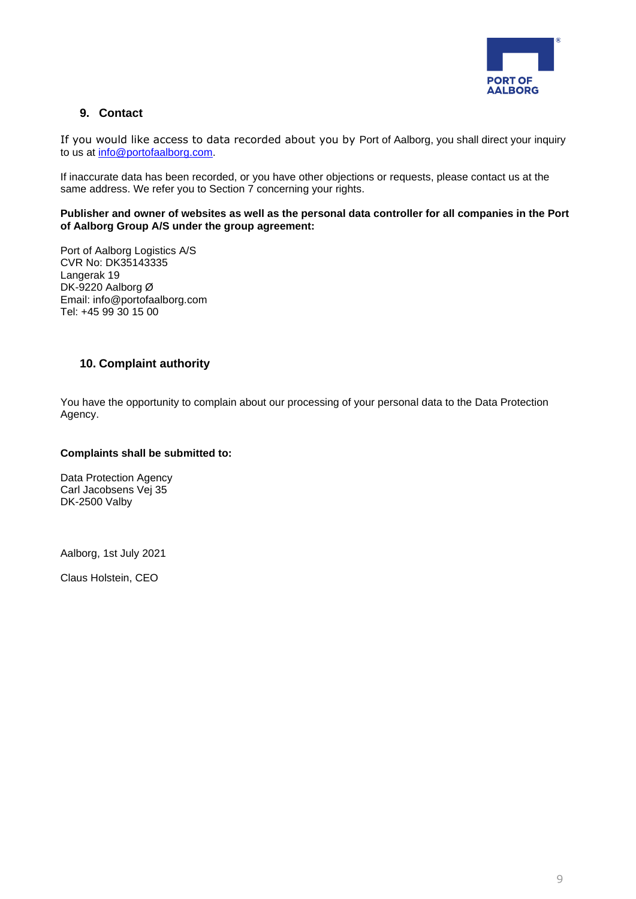## 9. Contact

If you would like access to data recorded about you by Port of Aalborg, you shall direct your inquiry to us at info@portofaalborg.com.

If inaccurate data has been recorded, or you have other objections or requests, please contact us at the same address. We refer you to Section 7 concerning your rights.

**Publisher and owner of websites as well as the personal data controller for all companies in the Port of Aalborg Group A/S under the group agreement:**

Port of Aalborg Logistics A/S  
CVR No: DK35143335  
Langerak 19  
DK-9220 Aalborg Ø  
Email: info@portofaalborg.com  
Tel: +45 99 30 15 00

## 10. Complaint authority

You have the opportunity to complain about our processing of your personal data to the Data Protection Agency.

**Complaints shall be submitted to:**

Data Protection Agency  
Carl Jacobsens Vej 35  
DK-2500 Valby

Aalborg, 1st July 2021

Claus Holstein, CEO